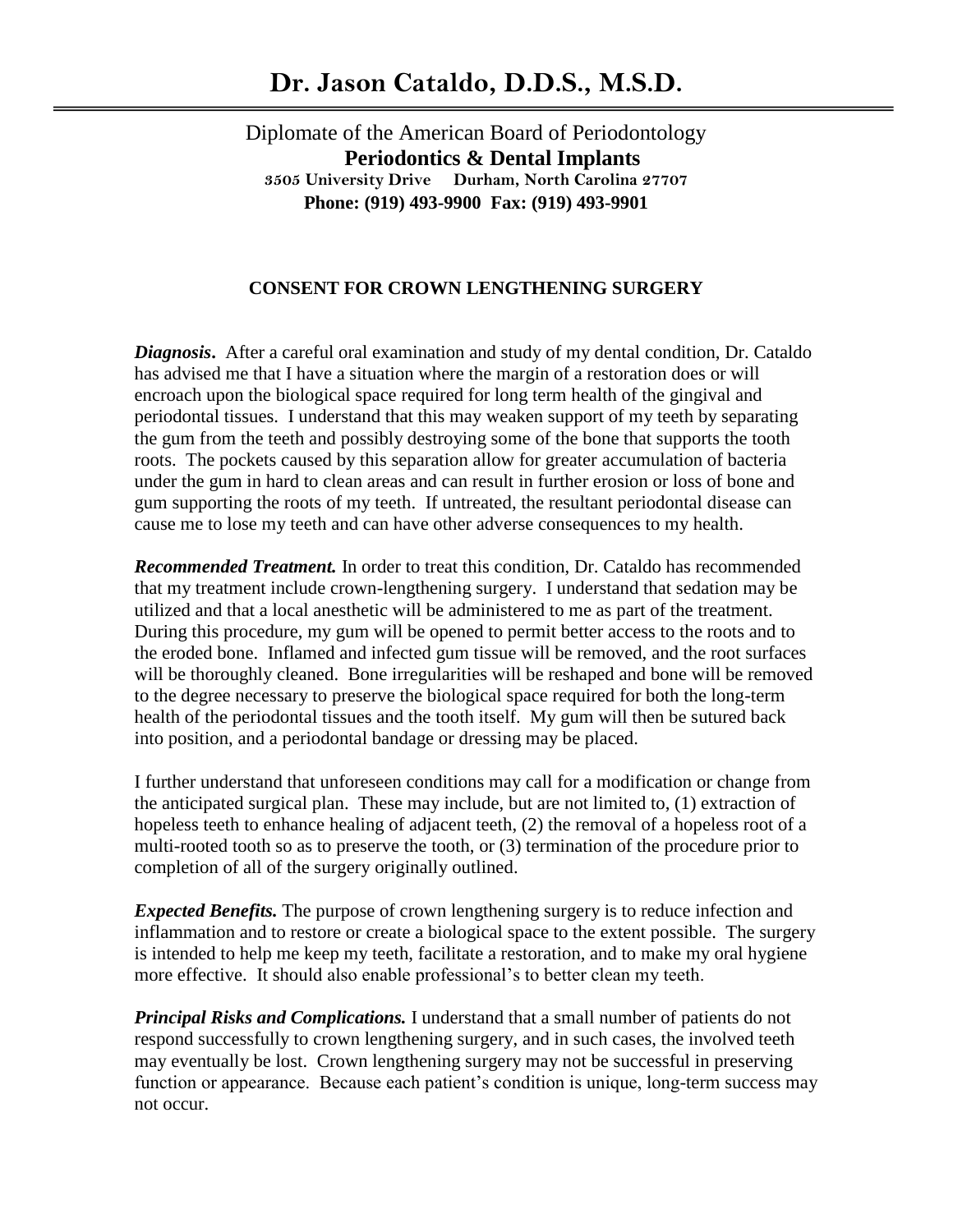# Dr. Jason Cataldo, D.D.S., M.S.D.

Diplomate of the American Board of Periodontology
**Periodontics & Dental Implants**
**3505 University Drive Durham, North Carolina 27707**
**Phone: (919) 493-9900 Fax: (919) 493-9901**

## CONSENT FOR CROWN LENGTHENING SURGERY

***Diagnosis***. After a careful oral examination and study of my dental condition, Dr. Cataldo has advised me that I have a situation where the margin of a restoration does or will encroach upon the biological space required for long term health of the gingival and periodontal tissues. I understand that this may weaken support of my teeth by separating the gum from the teeth and possibly destroying some of the bone that supports the tooth roots. The pockets caused by this separation allow for greater accumulation of bacteria under the gum in hard to clean areas and can result in further erosion or loss of bone and gum supporting the roots of my teeth. If untreated, the resultant periodontal disease can cause me to lose my teeth and can have other adverse consequences to my health.

***Recommended Treatment.*** In order to treat this condition, Dr. Cataldo has recommended that my treatment include crown-lengthening surgery. I understand that sedation may be utilized and that a local anesthetic will be administered to me as part of the treatment. During this procedure, my gum will be opened to permit better access to the roots and to the eroded bone. Inflamed and infected gum tissue will be removed, and the root surfaces will be thoroughly cleaned. Bone irregularities will be reshaped and bone will be removed to the degree necessary to preserve the biological space required for both the long-term health of the periodontal tissues and the tooth itself. My gum will then be sutured back into position, and a periodontal bandage or dressing may be placed.

I further understand that unforeseen conditions may call for a modification or change from the anticipated surgical plan. These may include, but are not limited to, (1) extraction of hopeless teeth to enhance healing of adjacent teeth, (2) the removal of a hopeless root of a multi-rooted tooth so as to preserve the tooth, or (3) termination of the procedure prior to completion of all of the surgery originally outlined.

***Expected Benefits.*** The purpose of crown lengthening surgery is to reduce infection and inflammation and to restore or create a biological space to the extent possible. The surgery is intended to help me keep my teeth, facilitate a restoration, and to make my oral hygiene more effective. It should also enable professional's to better clean my teeth.

***Principal Risks and Complications.*** I understand that a small number of patients do not respond successfully to crown lengthening surgery, and in such cases, the involved teeth may eventually be lost. Crown lengthening surgery may not be successful in preserving function or appearance. Because each patient's condition is unique, long-term success may not occur.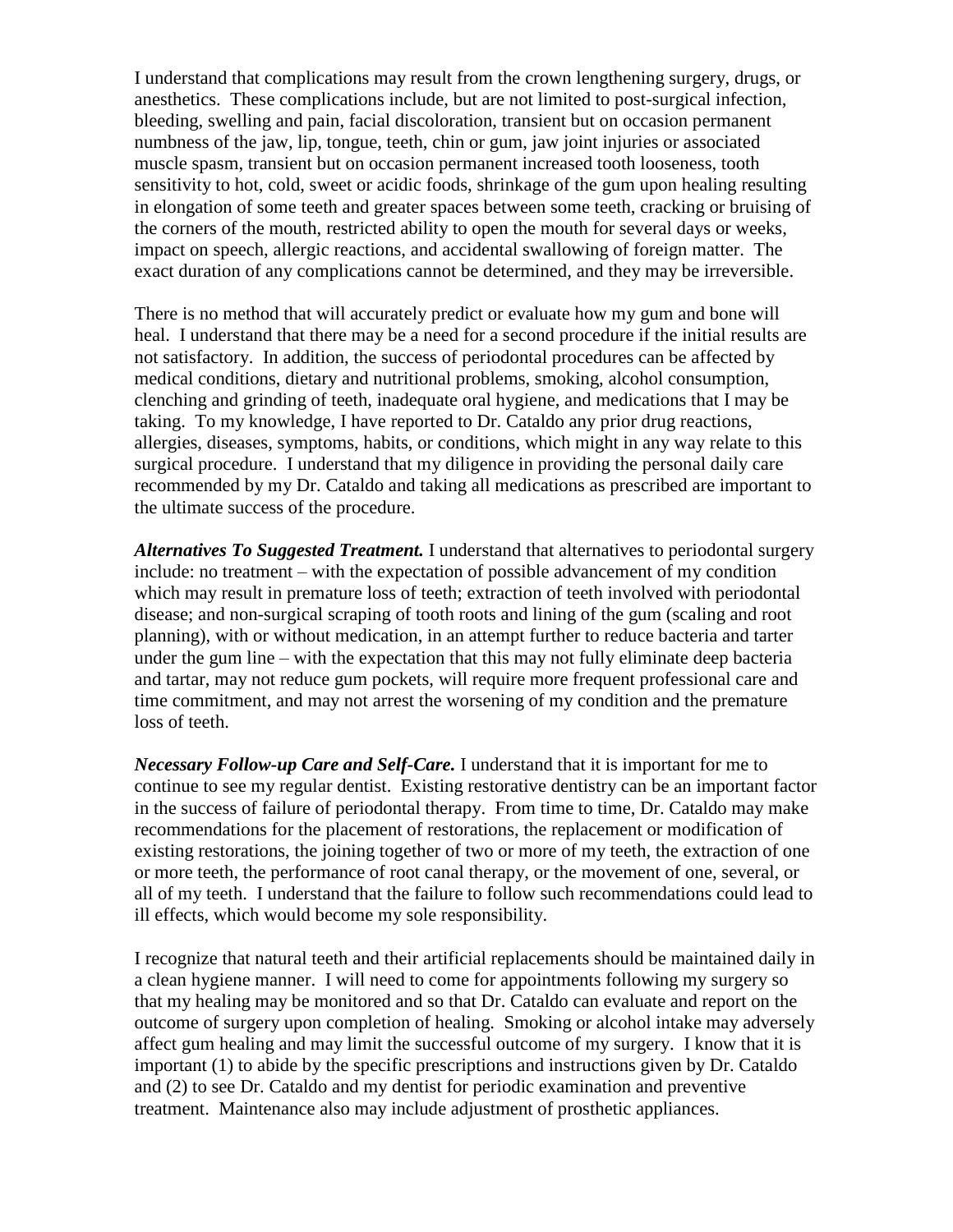I understand that complications may result from the crown lengthening surgery, drugs, or anesthetics. These complications include, but are not limited to post-surgical infection, bleeding, swelling and pain, facial discoloration, transient but on occasion permanent numbness of the jaw, lip, tongue, teeth, chin or gum, jaw joint injuries or associated muscle spasm, transient but on occasion permanent increased tooth looseness, tooth sensitivity to hot, cold, sweet or acidic foods, shrinkage of the gum upon healing resulting in elongation of some teeth and greater spaces between some teeth, cracking or bruising of the corners of the mouth, restricted ability to open the mouth for several days or weeks, impact on speech, allergic reactions, and accidental swallowing of foreign matter. The exact duration of any complications cannot be determined, and they may be irreversible.

There is no method that will accurately predict or evaluate how my gum and bone will heal. I understand that there may be a need for a second procedure if the initial results are not satisfactory. In addition, the success of periodontal procedures can be affected by medical conditions, dietary and nutritional problems, smoking, alcohol consumption, clenching and grinding of teeth, inadequate oral hygiene, and medications that I may be taking. To my knowledge, I have reported to Dr. Cataldo any prior drug reactions, allergies, diseases, symptoms, habits, or conditions, which might in any way relate to this surgical procedure. I understand that my diligence in providing the personal daily care recommended by my Dr. Cataldo and taking all medications as prescribed are important to the ultimate success of the procedure.

***Alternatives To Suggested Treatment.*** I understand that alternatives to periodontal surgery include: no treatment – with the expectation of possible advancement of my condition which may result in premature loss of teeth; extraction of teeth involved with periodontal disease; and non-surgical scraping of tooth roots and lining of the gum (scaling and root planning), with or without medication, in an attempt further to reduce bacteria and tarter under the gum line – with the expectation that this may not fully eliminate deep bacteria and tartar, may not reduce gum pockets, will require more frequent professional care and time commitment, and may not arrest the worsening of my condition and the premature loss of teeth.

***Necessary Follow-up Care and Self-Care.*** I understand that it is important for me to continue to see my regular dentist. Existing restorative dentistry can be an important factor in the success of failure of periodontal therapy. From time to time, Dr. Cataldo may make recommendations for the placement of restorations, the replacement or modification of existing restorations, the joining together of two or more of my teeth, the extraction of one or more teeth, the performance of root canal therapy, or the movement of one, several, or all of my teeth. I understand that the failure to follow such recommendations could lead to ill effects, which would become my sole responsibility.

I recognize that natural teeth and their artificial replacements should be maintained daily in a clean hygiene manner. I will need to come for appointments following my surgery so that my healing may be monitored and so that Dr. Cataldo can evaluate and report on the outcome of surgery upon completion of healing. Smoking or alcohol intake may adversely affect gum healing and may limit the successful outcome of my surgery. I know that it is important (1) to abide by the specific prescriptions and instructions given by Dr. Cataldo and (2) to see Dr. Cataldo and my dentist for periodic examination and preventive treatment. Maintenance also may include adjustment of prosthetic appliances.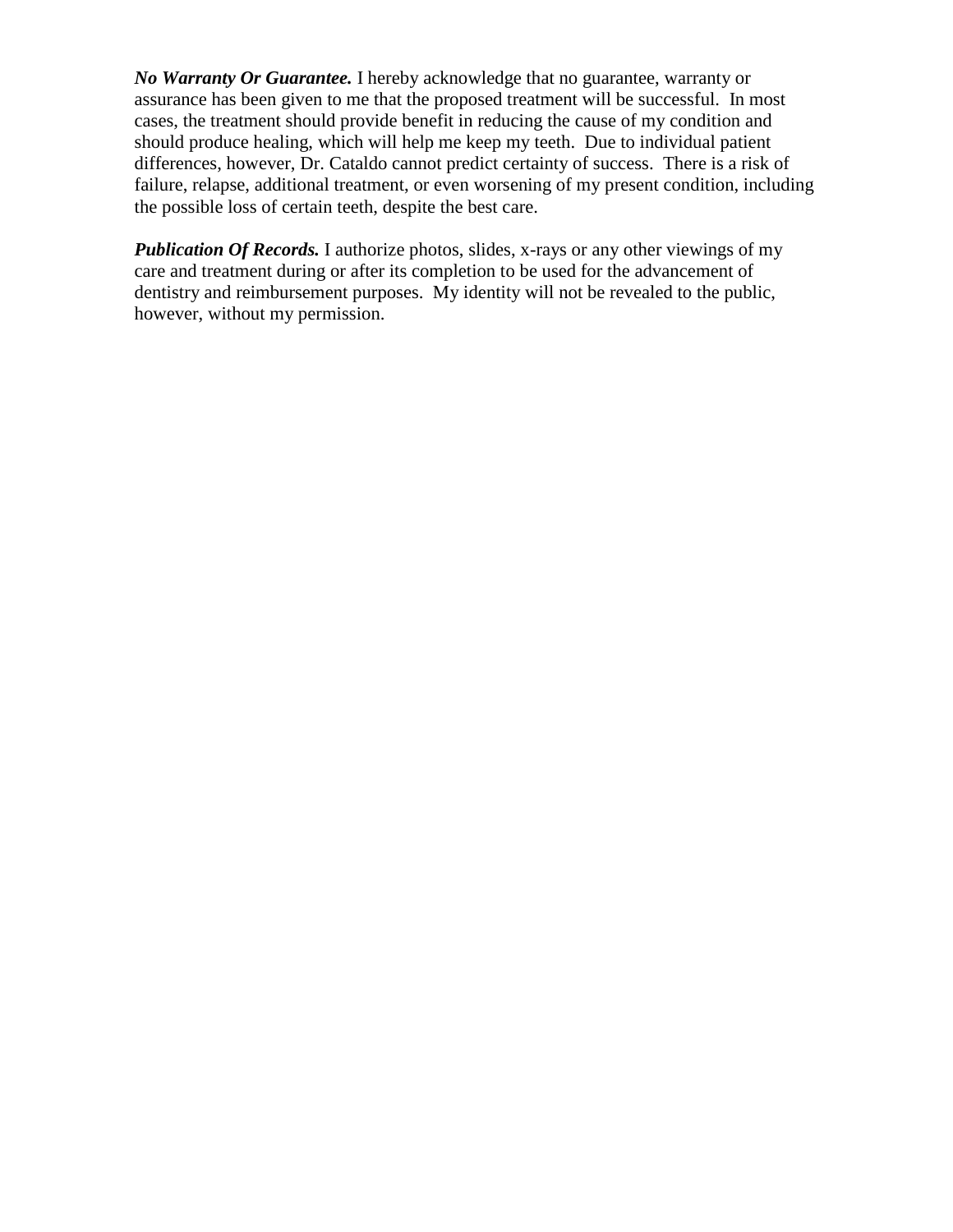***No Warranty Or Guarantee.*** I hereby acknowledge that no guarantee, warranty or assurance has been given to me that the proposed treatment will be successful. In most cases, the treatment should provide benefit in reducing the cause of my condition and should produce healing, which will help me keep my teeth. Due to individual patient differences, however, Dr. Cataldo cannot predict certainty of success. There is a risk of failure, relapse, additional treatment, or even worsening of my present condition, including the possible loss of certain teeth, despite the best care.

***Publication Of Records.*** I authorize photos, slides, x-rays or any other viewings of my care and treatment during or after its completion to be used for the advancement of dentistry and reimbursement purposes. My identity will not be revealed to the public, however, without my permission.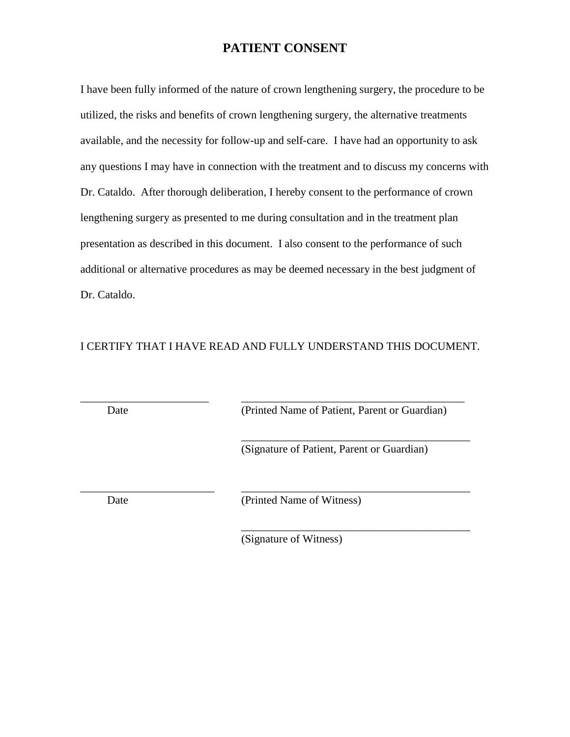# PATIENT CONSENT

I have been fully informed of the nature of crown lengthening surgery, the procedure to be utilized, the risks and benefits of crown lengthening surgery, the alternative treatments available, and the necessity for follow-up and self-care. I have had an opportunity to ask any questions I may have in connection with the treatment and to discuss my concerns with Dr. Cataldo. After thorough deliberation, I hereby consent to the performance of crown lengthening surgery as presented to me during consultation and in the treatment plan presentation as described in this document. I also consent to the performance of such additional or alternative procedures as may be deemed necessary in the best judgment of Dr. Cataldo.

I CERTIFY THAT I HAVE READ AND FULLY UNDERSTAND THIS DOCUMENT.

________________________ ________________________________________
Date (Printed Name of Patient, Parent or Guardian)

________________________________________
(Signature of Patient, Parent or Guardian)

________________________ ________________________________________
Date (Printed Name of Witness)

________________________________________
(Signature of Witness)